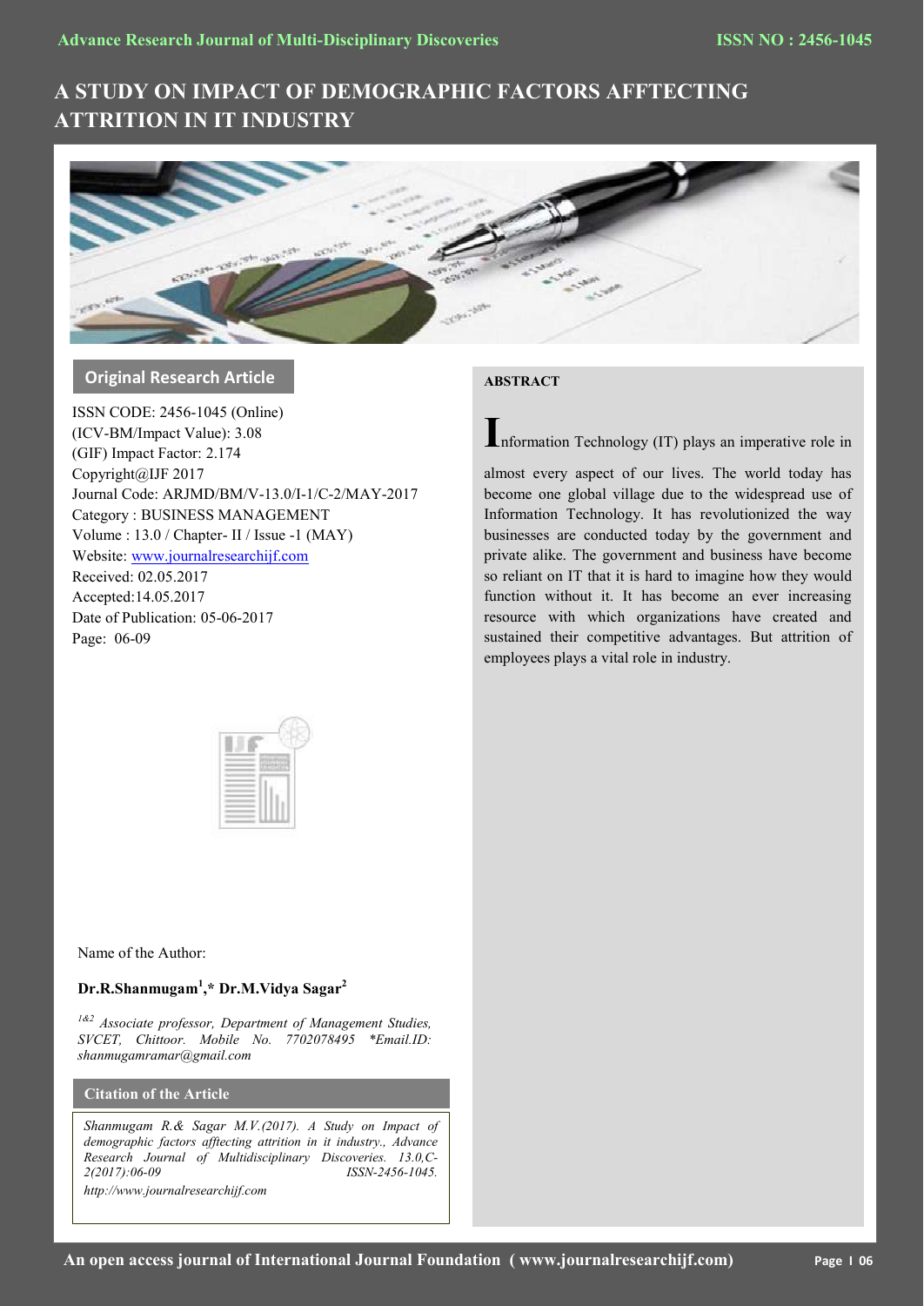# A STUDY ON IMPACT OF DEMOGRAPHIC FACTORS AFFTECTING ATTRITION IN IT INDUSTRY

**Original Research Article**

ISSN CODE: 2456-1045 (Online)
(ICV-BM/Impact Value): 3.08
(GIF) Impact Factor: 2.174
Copyright@IJF 2017
Journal Code: ARJMD/BM/V-13.0/I-1/C-2/MAY-2017
Category : BUSINESS MANAGEMENT
Volume : 13.0 / Chapter- II / Issue -1 (MAY)
Website: www.journalresearchijf.com
Received: 02.05.2017
Accepted:14.05.2017
Date of Publication: 05-06-2017
Page: 06-09

Name of the Author:

**Dr.R.Shanmugam[1],* Dr.M.Vidya Sagar[2]**

*[1&2] Associate professor, Department of Management Studies, SVCET, Chittoor. Mobile No. 7702078495 \*Email.ID: shanmugamramar@gmail.com*

**Citation of the Article**

*Shanmugam R.& Sagar M.V.(2017). A Study on Impact of demographic factors afftecting attrition in it industry., Advance Research Journal of Multidisciplinary Discoveries. 13.0,C-2(2017):06-09 ISSN-2456-1045. http://www.journalresearchijf.com*

## ABSTRACT

Information Technology (IT) plays an imperative role in almost every aspect of our lives. The world today has become one global village due to the widespread use of Information Technology. It has revolutionized the way businesses are conducted today by the government and private alike. The government and business have become so reliant on IT that it is hard to imagine how they would function without it. It has become an ever increasing resource with which organizations have created and sustained their competitive advantages. But attrition of employees plays a vital role in industry.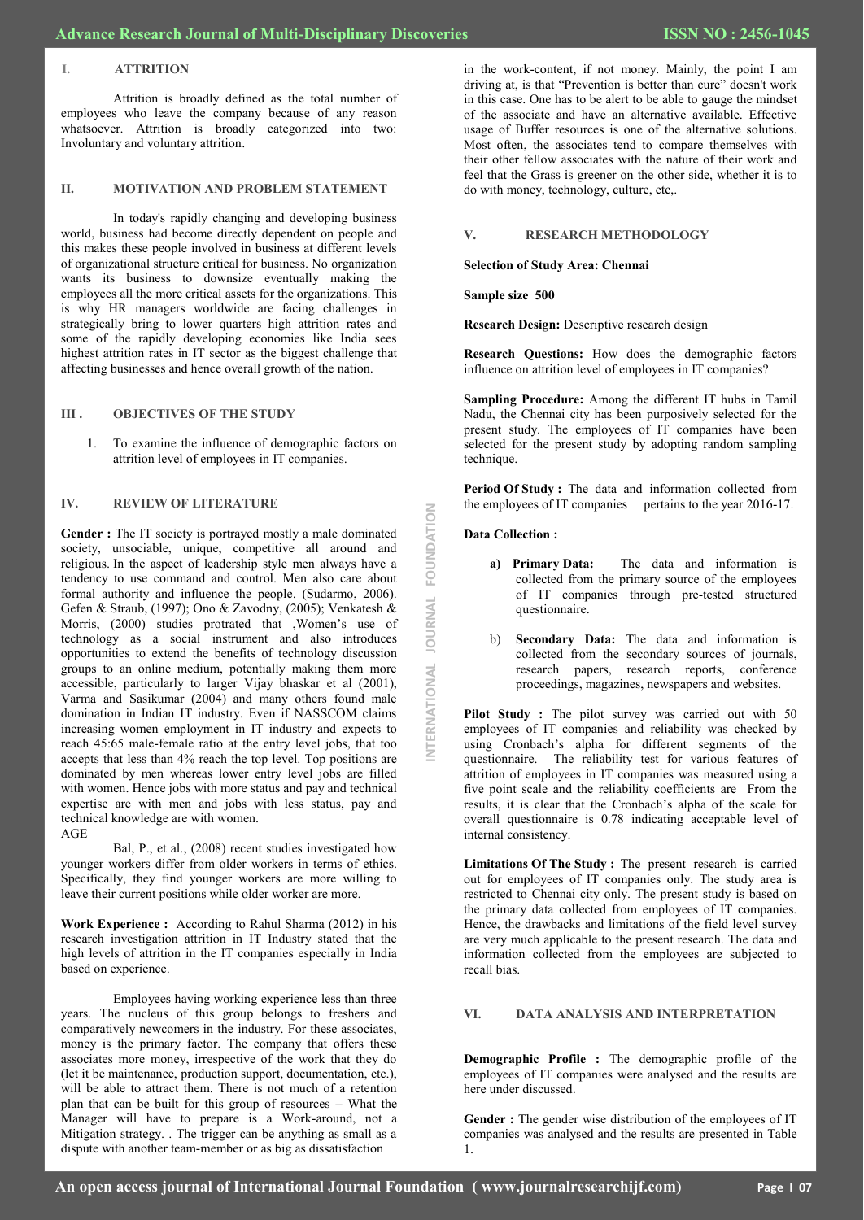## I. ATTRITION

Attrition is broadly defined as the total number of employees who leave the company because of any reason whatsoever. Attrition is broadly categorized into two: Involuntary and voluntary attrition.

## II. MOTIVATION AND PROBLEM STATEMENT

In today's rapidly changing and developing business world, business had become directly dependent on people and this makes these people involved in business at different levels of organizational structure critical for business. No organization wants its business to downsize eventually making the employees all the more critical assets for the organizations. This is why HR managers worldwide are facing challenges in strategically bring to lower quarters high attrition rates and some of the rapidly developing economies like India sees highest attrition rates in IT sector as the biggest challenge that affecting businesses and hence overall growth of the nation.

## III . OBJECTIVES OF THE STUDY

1. To examine the influence of demographic factors on attrition level of employees in IT companies.

## IV. REVIEW OF LITERATURE

**Gender :** The IT society is portrayed mostly a male dominated society, unsociable, unique, competitive all around and religious. In the aspect of leadership style men always have a tendency to use command and control. Men also care about formal authority and influence the people. (Sudarmo, 2006). Gefen & Straub, (1997); Ono & Zavodny, (2005); Venkatesh & Morris, (2000) studies protrated that ,Women's use of technology as a social instrument and also introduces opportunities to extend the benefits of technology discussion groups to an online medium, potentially making them more accessible, particularly to larger Vijay bhaskar et al (2001), Varma and Sasikumar (2004) and many others found male domination in Indian IT industry. Even if NASSCOM claims increasing women employment in IT industry and expects to reach 45:65 male-female ratio at the entry level jobs, that too accepts that less than 4% reach the top level. Top positions are dominated by men whereas lower entry level jobs are filled with women. Hence jobs with more status and pay and technical expertise are with men and jobs with less status, pay and technical knowledge are with women.

AGE

Bal, P., et al., (2008) recent studies investigated how younger workers differ from older workers in terms of ethics. Specifically, they find younger workers are more willing to leave their current positions while older worker are more.

**Work Experience :** According to Rahul Sharma (2012) in his research investigation attrition in IT Industry stated that the high levels of attrition in the IT companies especially in India based on experience.

Employees having working experience less than three years. The nucleus of this group belongs to freshers and comparatively newcomers in the industry. For these associates, money is the primary factor. The company that offers these associates more money, irrespective of the work that they do (let it be maintenance, production support, documentation, etc.), will be able to attract them. There is not much of a retention plan that can be built for this group of resources – What the Manager will have to prepare is a Work-around, not a Mitigation strategy. . The trigger can be anything as small as a dispute with another team-member or as big as dissatisfaction in the work-content, if not money. Mainly, the point I am driving at, is that "Prevention is better than cure" doesn't work in this case. One has to be alert to be able to gauge the mindset of the associate and have an alternative available. Effective usage of Buffer resources is one of the alternative solutions. Most often, the associates tend to compare themselves with their other fellow associates with the nature of their work and feel that the Grass is greener on the other side, whether it is to do with money, technology, culture, etc,.

## V. RESEARCH METHODOLOGY

**Selection of Study Area: Chennai**

**Sample size 500**

**Research Design:** Descriptive research design

**Research Questions:** How does the demographic factors influence on attrition level of employees in IT companies?

**Sampling Procedure:** Among the different IT hubs in Tamil Nadu, the Chennai city has been purposively selected for the present study. The employees of IT companies have been selected for the present study by adopting random sampling technique.

**Period Of Study :** The data and information collected from the employees of IT companies pertains to the year 2016-17.

**Data Collection :**

a) **Primary Data:** The data and information is collected from the primary source of the employees of IT companies through pre-tested structured questionnaire.

b) **Secondary Data:** The data and information is collected from the secondary sources of journals, research papers, research reports, conference proceedings, magazines, newspapers and websites.

**Pilot Study :** The pilot survey was carried out with 50 employees of IT companies and reliability was checked by using Cronbach's alpha for different segments of the questionnaire. The reliability test for various features of attrition of employees in IT companies was measured using a five point scale and the reliability coefficients are From the results, it is clear that the Cronbach's alpha of the scale for overall questionnaire is 0.78 indicating acceptable level of internal consistency.

**Limitations Of The Study :** The present research is carried out for employees of IT companies only. The study area is restricted to Chennai city only. The present study is based on the primary data collected from employees of IT companies. Hence, the drawbacks and limitations of the field level survey are very much applicable to the present research. The data and information collected from the employees are subjected to recall bias.

## VI. DATA ANALYSIS AND INTERPRETATION

**Demographic Profile :** The demographic profile of the employees of IT companies were analysed and the results are here under discussed.

**Gender :** The gender wise distribution of the employees of IT companies was analysed and the results are presented in Table 1.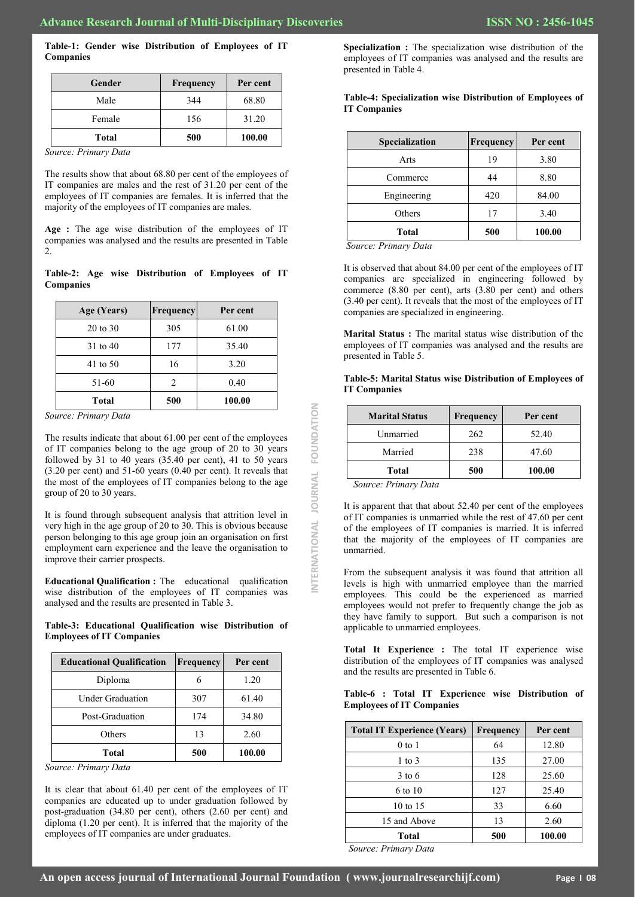**Table-1: Gender wise Distribution of Employees of IT Companies**

| Gender | Frequency | Per cent |
|---|---|---|
| Male | 344 | 68.80 |
| Female | 156 | 31.20 |
| **Total** | **500** | **100.00** |

*Source: Primary Data*

The results show that about 68.80 per cent of the employees of IT companies are males and the rest of 31.20 per cent of the employees of IT companies are females. It is inferred that the majority of the employees of IT companies are males.

**Age :** The age wise distribution of the employees of IT companies was analysed and the results are presented in Table 2.

**Table-2: Age wise Distribution of Employees of IT Companies**

| Age (Years) | Frequency | Per cent |
|---|---|---|
| 20 to 30 | 305 | 61.00 |
| 31 to 40 | 177 | 35.40 |
| 41 to 50 | 16 | 3.20 |
| 51-60 | 2 | 0.40 |
| **Total** | **500** | **100.00** |

*Source: Primary Data*

The results indicate that about 61.00 per cent of the employees of IT companies belong to the age group of 20 to 30 years followed by 31 to 40 years (35.40 per cent), 41 to 50 years (3.20 per cent) and 51-60 years (0.40 per cent). It reveals that the most of the employees of IT companies belong to the age group of 20 to 30 years.

It is found through subsequent analysis that attrition level in very high in the age group of 20 to 30. This is obvious because person belonging to this age group join an organisation on first employment earn experience and the leave the organisation to improve their carrier prospects.

**Educational Qualification :** The educational qualification wise distribution of the employees of IT companies was analysed and the results are presented in Table 3.

**Table-3: Educational Qualification wise Distribution of Employees of IT Companies**

| Educational Qualification | Frequency | Per cent |
|---|---|---|
| Diploma | 6 | 1.20 |
| Under Graduation | 307 | 61.40 |
| Post-Graduation | 174 | 34.80 |
| Others | 13 | 2.60 |
| **Total** | **500** | **100.00** |

*Source: Primary Data*

It is clear that about 61.40 per cent of the employees of IT companies are educated up to under graduation followed by post-graduation (34.80 per cent), others (2.60 per cent) and diploma (1.20 per cent). It is inferred that the majority of the employees of IT companies are under graduates.

**Specialization :** The specialization wise distribution of the employees of IT companies was analysed and the results are presented in Table 4.

**Table-4: Specialization wise Distribution of Employees of IT Companies**

| Specialization | Frequency | Per cent |
|---|---|---|
| Arts | 19 | 3.80 |
| Commerce | 44 | 8.80 |
| Engineering | 420 | 84.00 |
| Others | 17 | 3.40 |
| **Total** | **500** | **100.00** |

*Source: Primary Data*

It is observed that about 84.00 per cent of the employees of IT companies are specialized in engineering followed by commerce (8.80 per cent), arts (3.80 per cent) and others (3.40 per cent). It reveals that the most of the employees of IT companies are specialized in engineering.

**Marital Status :** The marital status wise distribution of the employees of IT companies was analysed and the results are presented in Table 5.

**Table-5: Marital Status wise Distribution of Employees of IT Companies**

| Marital Status | Frequency | Per cent |
|---|---|---|
| Unmarried | 262 | 52.40 |
| Married | 238 | 47.60 |
| **Total** | **500** | **100.00** |

*Source: Primary Data*

It is apparent that that about 52.40 per cent of the employees of IT companies is unmarried while the rest of 47.60 per cent of the employees of IT companies is married. It is inferred that the majority of the employees of IT companies are unmarried.

From the subsequent analysis it was found that attrition all levels is high with unmarried employee than the married employees. This could be the experienced as married employees would not prefer to frequently change the job as they have family to support. But such a comparison is not applicable to unmarried employees.

**Total It Experience :** The total IT experience wise distribution of the employees of IT companies was analysed and the results are presented in Table 6.

**Table-6 : Total IT Experience wise Distribution of Employees of IT Companies**

| Total IT Experience (Years) | Frequency | Per cent |
|---|---|---|
| 0 to 1 | 64 | 12.80 |
| 1 to 3 | 135 | 27.00 |
| 3 to 6 | 128 | 25.60 |
| 6 to 10 | 127 | 25.40 |
| 10 to 15 | 33 | 6.60 |
| 15 and Above | 13 | 2.60 |
| **Total** | **500** | **100.00** |

*Source: Primary Data*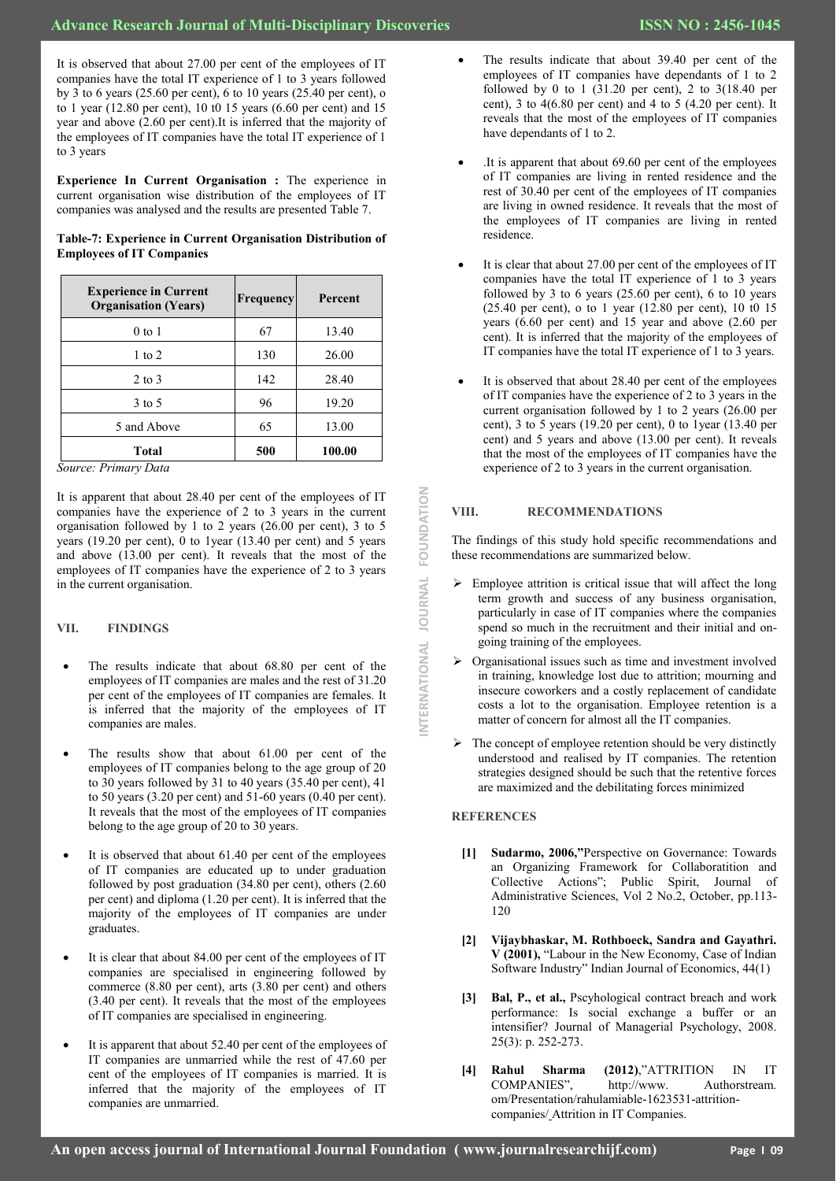It is observed that about 27.00 per cent of the employees of IT companies have the total IT experience of 1 to 3 years followed by 3 to 6 years (25.60 per cent), 6 to 10 years (25.40 per cent), o to 1 year (12.80 per cent), 10 t0 15 years (6.60 per cent) and 15 year and above (2.60 per cent).It is inferred that the majority of the employees of IT companies have the total IT experience of 1 to 3 years

**Experience In Current Organisation :** The experience in current organisation wise distribution of the employees of IT companies was analysed and the results are presented Table 7.

**Table-7: Experience in Current Organisation Distribution of Employees of IT Companies**

| Experience in Current Organisation (Years) | Frequency | Percent |
|---|---|---|
| 0 to 1 | 67 | 13.40 |
| 1 to 2 | 130 | 26.00 |
| 2 to 3 | 142 | 28.40 |
| 3 to 5 | 96 | 19.20 |
| 5 and Above | 65 | 13.00 |
| **Total** | **500** | **100.00** |

*Source: Primary Data*

It is apparent that about 28.40 per cent of the employees of IT companies have the experience of 2 to 3 years in the current organisation followed by 1 to 2 years (26.00 per cent), 3 to 5 years (19.20 per cent), 0 to 1year (13.40 per cent) and 5 years and above (13.00 per cent). It reveals that the most of the employees of IT companies have the experience of 2 to 3 years in the current organisation.

## VII. FINDINGS

- The results indicate that about 68.80 per cent of the employees of IT companies are males and the rest of 31.20 per cent of the employees of IT companies are females. It is inferred that the majority of the employees of IT companies are males.
- The results show that about 61.00 per cent of the employees of IT companies belong to the age group of 20 to 30 years followed by 31 to 40 years (35.40 per cent), 41 to 50 years (3.20 per cent) and 51-60 years (0.40 per cent). It reveals that the most of the employees of IT companies belong to the age group of 20 to 30 years.
- It is observed that about 61.40 per cent of the employees of IT companies are educated up to under graduation followed by post graduation (34.80 per cent), others (2.60 per cent) and diploma (1.20 per cent). It is inferred that the majority of the employees of IT companies are under graduates.
- It is clear that about 84.00 per cent of the employees of IT companies are specialised in engineering followed by commerce (8.80 per cent), arts (3.80 per cent) and others (3.40 per cent). It reveals that the most of the employees of IT companies are specialised in engineering.
- It is apparent that about 52.40 per cent of the employees of IT companies are unmarried while the rest of 47.60 per cent of the employees of IT companies is married. It is inferred that the majority of the employees of IT companies are unmarried.
- The results indicate that about 39.40 per cent of the employees of IT companies have dependants of 1 to 2 followed by 0 to 1 (31.20 per cent), 2 to 3(18.40 per cent), 3 to 4(6.80 per cent) and 4 to 5 (4.20 per cent). It reveals that the most of the employees of IT companies have dependants of 1 to 2.
- .It is apparent that about 69.60 per cent of the employees of IT companies are living in rented residence and the rest of 30.40 per cent of the employees of IT companies are living in owned residence. It reveals that the most of the employees of IT companies are living in rented residence.
- It is clear that about 27.00 per cent of the employees of IT companies have the total IT experience of 1 to 3 years followed by 3 to 6 years (25.60 per cent), 6 to 10 years (25.40 per cent), o to 1 year (12.80 per cent), 10 t0 15 years (6.60 per cent) and 15 year and above (2.60 per cent). It is inferred that the majority of the employees of IT companies have the total IT experience of 1 to 3 years.
- It is observed that about 28.40 per cent of the employees of IT companies have the experience of 2 to 3 years in the current organisation followed by 1 to 2 years (26.00 per cent), 3 to 5 years (19.20 per cent), 0 to 1year (13.40 per cent) and 5 years and above (13.00 per cent). It reveals that the most of the employees of IT companies have the experience of 2 to 3 years in the current organisation.

## VIII. RECOMMENDATIONS

The findings of this study hold specific recommendations and these recommendations are summarized below.

- Employee attrition is critical issue that will affect the long term growth and success of any business organisation, particularly in case of IT companies where the companies spend so much in the recruitment and their initial and on-going training of the employees.
- Organisational issues such as time and investment involved in training, knowledge lost due to attrition; mourning and insecure coworkers and a costly replacement of candidate costs a lot to the organisation. Employee retention is a matter of concern for almost all the IT companies.
- The concept of employee retention should be very distinctly understood and realised by IT companies. The retention strategies designed should be such that the retentive forces are maximized and the debilitating forces minimized

## REFERENCES

[1] **Sudarmo, 2006,"**Perspective on Governance: Towards an Organizing Framework for Collaboratition and Collective Actions"; Public Spirit, Journal of Administrative Sciences, Vol 2 No.2, October, pp.113-120

[2] **Vijaybhaskar, M. Rothboeck, Sandra and Gayathri. V (2001),** "Labour in the New Economy, Case of Indian Software Industry" Indian Journal of Economics, 44(1)

[3] **Bal, P., et al.,** Pscyhological contract breach and work performance: Is social exchange a buffer or an intensifier? Journal of Managerial Psychology, 2008. 25(3): p. 252-273.

[4] **Rahul Sharma (2012)**,"ATTRITION IN IT COMPANIES", http://www. Authorstream. om/Presentation/rahulamiable-1623531-attrition-companies/ Attrition in IT Companies.